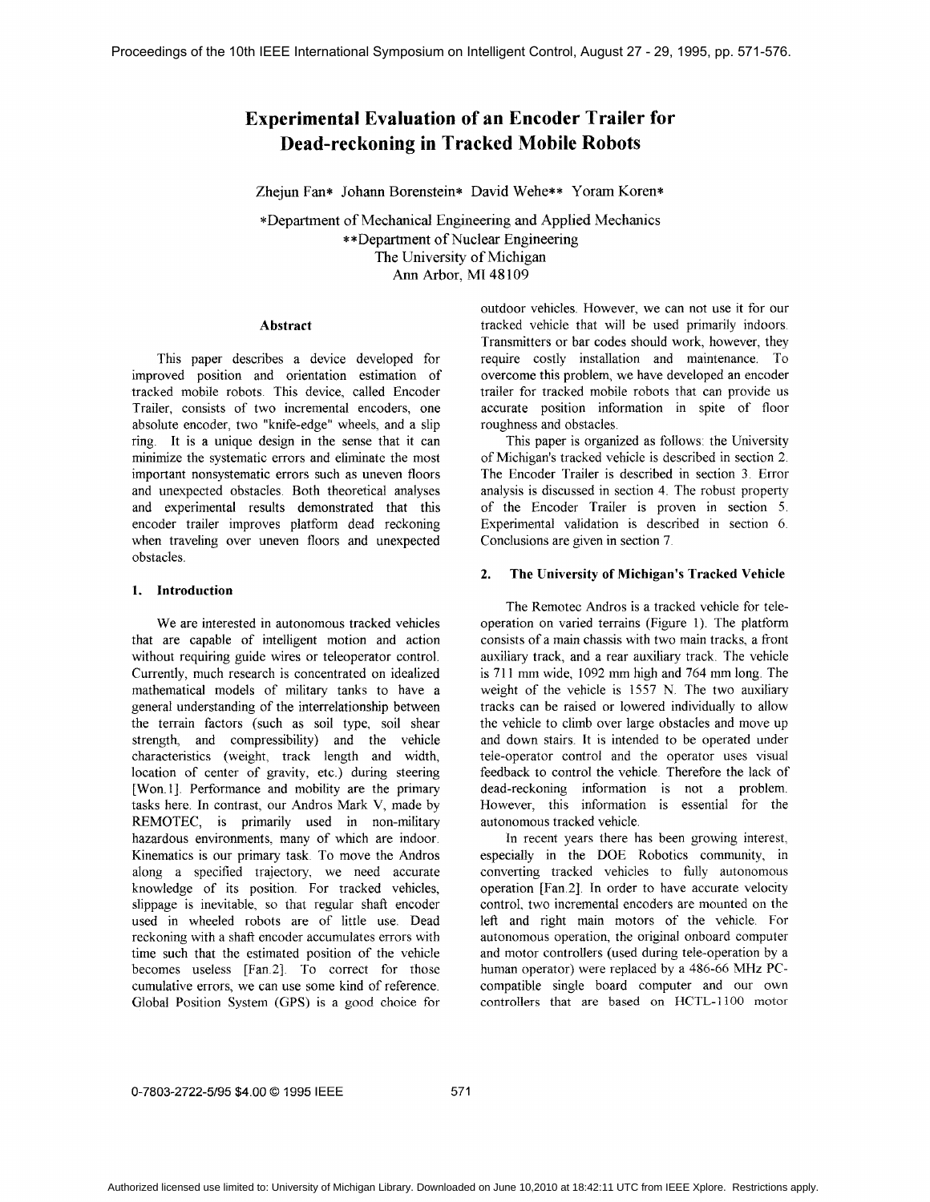# Experimental Evaluation of an Encoder Trailer for Dead-reckoning in Tracked Mobile Robots

Zhejun Fan* Johann Borenstein* David Wehe** Yoram Koren*

*Department of Mechanical Engineering and Applied Mechanics
**Department of Nuclear Engineering
The University of Michigan
Ann Arbor, MI 48109

### Abstract

This paper describes a device developed for improved position and orientation estimation of tracked mobile robots. This device, called Encoder Trailer, consists of two incremental encoders, one absolute encoder, two "knife-edge" wheels, and a slip ring. It is a unique design in the sense that it can minimize the systematic errors and eliminate the most important nonsystematic errors such as uneven floors and unexpected obstacles. Both theoretical analyses and experimental results demonstrated that this encoder trailer improves platform dead reckoning when traveling over uneven floors and unexpected obstacles.

## 1. Introduction

We are interested in autonomous tracked vehicles that are capable of intelligent motion and action without requiring guide wires or teleoperator control. Currently, much research is concentrated on idealized mathematical models of military tanks to have a general understanding of the interrelationship between the terrain factors (such as soil type, soil shear strength, and compressibility) and the vehicle characteristics (weight, track length and width, location of center of gravity, etc.) during steering [Won.1]. Performance and mobility are the primary tasks here. In contrast, our Andros Mark V, made by REMOTEC, is primarily used in non-military hazardous environments, many of which are indoor. Kinematics is our primary task. To move the Andros along a specified trajectory, we need accurate knowledge of its position. For tracked vehicles, slippage is inevitable, so that regular shaft encoder used in wheeled robots are of little use. Dead reckoning with a shaft encoder accumulates errors with time such that the estimated position of the vehicle becomes useless [Fan.2]. To correct for those cumulative errors, we can use some kind of reference. Global Position System (GPS) is a good choice for outdoor vehicles. However, we can not use it for our tracked vehicle that will be used primarily indoors. Transmitters or bar codes should work, however, they require costly installation and maintenance. To overcome this problem, we have developed an encoder trailer for tracked mobile robots that can provide us accurate position information in spite of floor roughness and obstacles.

This paper is organized as follows: the University of Michigan's tracked vehicle is described in section 2. The Encoder Trailer is described in section 3. Error analysis is discussed in section 4. The robust property of the Encoder Trailer is proven in section 5. Experimental validation is described in section 6. Conclusions are given in section 7.

## 2. The University of Michigan's Tracked Vehicle

The Remotec Andros is a tracked vehicle for teleoperation on varied terrains (Figure 1). The platform consists of a main chassis with two main tracks, a front auxiliary track, and a rear auxiliary track. The vehicle is 711 mm wide, 1092 mm high and 764 mm long. The weight of the vehicle is 1557 N. The two auxiliary tracks can be raised or lowered individually to allow the vehicle to climb over large obstacles and move up and down stairs. It is intended to be operated under tele-operator control and the operator uses visual feedback to control the vehicle. Therefore the lack of dead-reckoning information is not a problem. However, this information is essential for the autonomous tracked vehicle.

In recent years there has been growing interest, especially in the DOE Robotics community, in converting tracked vehicles to fully autonomous operation [Fan.2]. In order to have accurate velocity control, two incremental encoders are mounted on the left and right main motors of the vehicle. For autonomous operation, the original onboard computer and motor controllers (used during tele-operation by a human operator) were replaced by a 486-66 MHz PC-compatible single board computer and our own controllers that are based on HCTL-1100 motor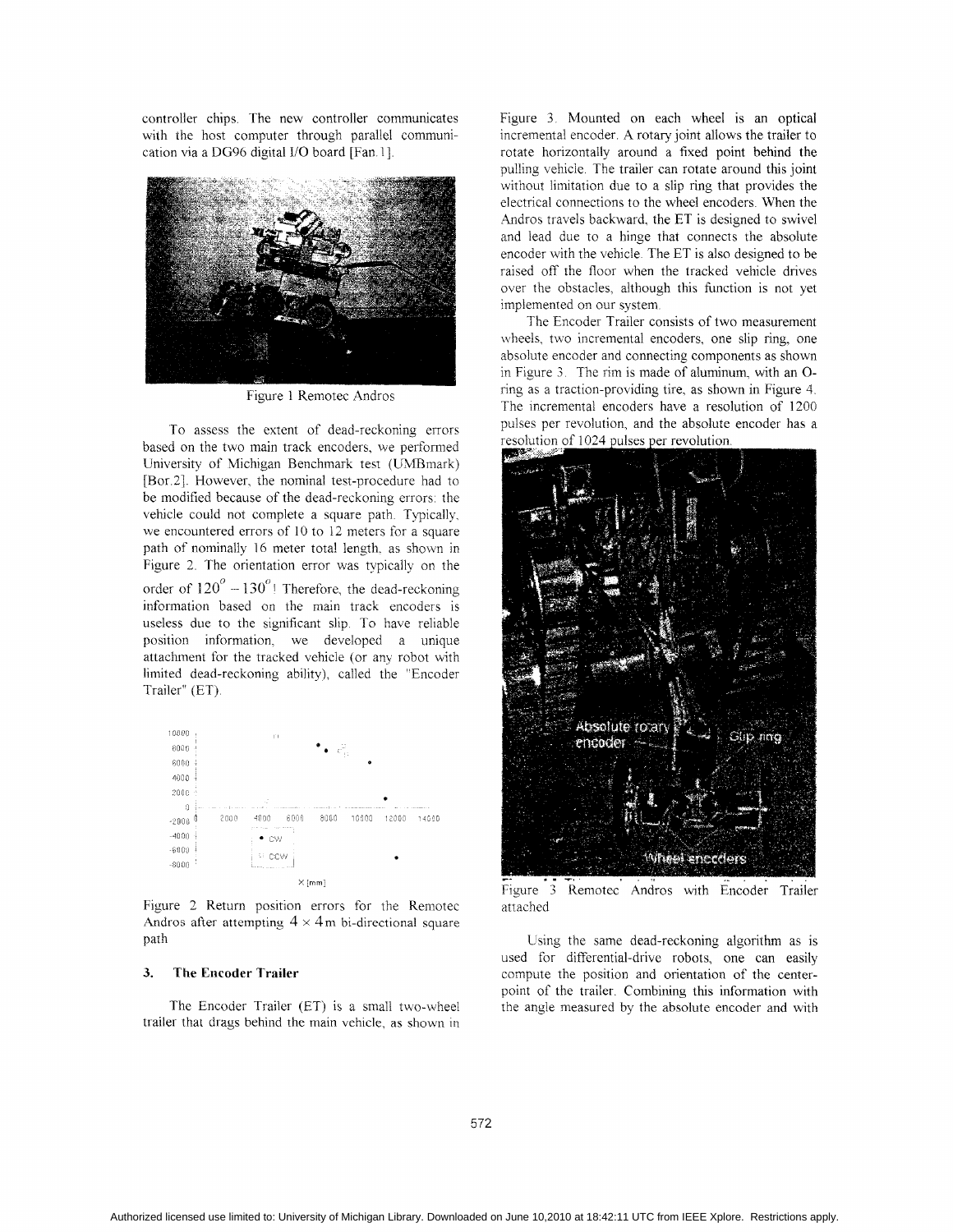controller chips. The new controller communicates with the host computer through parallel communication via a DG96 digital I/O board [Fan.1].

Figure 1 Remotec Andros

To assess the extent of dead-reckoning errors based on the two main track encoders, we performed University of Michigan Benchmark test (UMBmark) [Bor.2]. However, the nominal test-procedure had to be modified because of the dead-reckoning errors: the vehicle could not complete a square path. Typically, we encountered errors of 10 to 12 meters for a square path of nominally 16 meter total length, as shown in Figure 2. The orientation error was typically on the order of $120^o - 130^o$! Therefore, the dead-reckoning information based on the main track encoders is useless due to the significant slip. To have reliable position information, we developed a unique attachment for the tracked vehicle (or any robot with limited dead-reckoning ability), called the "Encoder Trailer" (ET).

Figure 2 Return position errors for the Remotec Andros after attempting $4 \times 4$m bi-directional square path

## 3. The Encoder Trailer

The Encoder Trailer (ET) is a small two-wheel trailer that drags behind the main vehicle, as shown in Figure 3. Mounted on each wheel is an optical incremental encoder. A rotary joint allows the trailer to rotate horizontally around a fixed point behind the pulling vehicle. The trailer can rotate around this joint without limitation due to a slip ring that provides the electrical connections to the wheel encoders. When the Andros travels backward, the ET is designed to swivel and lead due to a hinge that connects the absolute encoder with the vehicle. The ET is also designed to be raised off the floor when the tracked vehicle drives over the obstacles, although this function is not yet implemented on our system.

The Encoder Trailer consists of two measurement wheels, two incremental encoders, one slip ring, one absolute encoder and connecting components as shown in Figure 3. The rim is made of aluminum, with an O-ring as a traction-providing tire, as shown in Figure 4. The incremental encoders have a resolution of 1200 pulses per revolution, and the absolute encoder has a resolution of 1024 pulses per revolution.

Figure 3 Remotec Andros with Encoder Trailer attached

Using the same dead-reckoning algorithm as is used for differential-drive robots, one can easily compute the position and orientation of the center-point of the trailer. Combining this information with the angle measured by the absolute encoder and with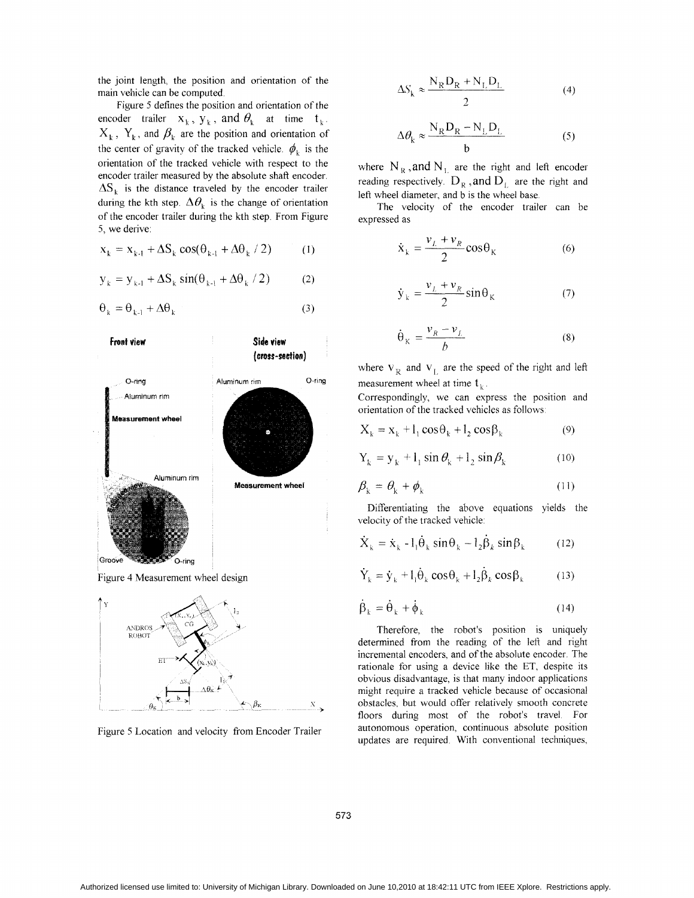the joint length, the position and orientation of the main vehicle can be computed.

Figure 5 defines the position and orientation of the encoder trailer $x_k$, $y_k$, and $\theta_k$ at time $t_k$. $X_k$, $Y_k$, and $\beta_k$ are the position and orientation of the center of gravity of the tracked vehicle. $\phi_k$ is the orientation of the tracked vehicle with respect to the encoder trailer measured by the absolute shaft encoder. $\Delta S_k$ is the distance traveled by the encoder trailer during the kth step. $\Delta\theta_k$ is the change of orientation of the encoder trailer during the kth step. From Figure 5, we derive:

$$x_k = x_{k-1} + \Delta S_k \cos(\theta_{k-1} + \Delta\theta_k / 2) \qquad (1)$$

$$y_k = y_{k-1} + \Delta S_k \sin(\theta_{k-1} + \Delta\theta_k / 2) \qquad (2)$$

$$\theta_k = \theta_{k-1} + \Delta\theta_k \qquad (3)$$

Figure 4 Measurement wheel design

Figure 5 Location and velocity from Encoder Trailer

$$\Delta S_k \approx \frac{N_R D_R + N_L D_L}{2} \qquad (4)$$

$$\Delta\theta_k \approx \frac{N_R D_R - N_L D_L}{b} \qquad (5)$$

where $N_R$, and $N_L$ are the right and left encoder reading respectively. $D_R$, and $D_L$ are the right and left wheel diameter, and b is the wheel base.

The velocity of the encoder trailer can be expressed as

$$\dot{x}_k = \frac{v_L + v_R}{2} \cos\theta_K \qquad (6)$$

$$\dot{y}_k = \frac{v_L + v_R}{2} \sin\theta_K \qquad (7)$$

$$\dot{\theta}_K = \frac{v_R - v_L}{b} \qquad (8)$$

where $v_R$ and $v_L$ are the speed of the right and left measurement wheel at time $t_k$.

Correspondingly, we can express the position and orientation of the tracked vehicles as follows:

$$X_k = x_k + l_1 \cos\theta_k + l_2 \cos\beta_k \qquad (9)$$

$$Y_k = y_k + l_1 \sin\theta_k + l_2 \sin\beta_k \qquad (10)$$

$$\beta_k = \theta_k + \phi_k \qquad (11)$$

Differentiating the above equations yields the velocity of the tracked vehicle:

$$\dot{X}_k = \dot{x}_k - l_1 \dot{\theta}_k \sin\theta_k - l_2 \dot{\beta}_k \sin\beta_k \qquad (12)$$

$$\dot{Y}_k = \dot{y}_k + l_1 \dot{\theta}_k \cos\theta_k + l_2 \dot{\beta}_k \cos\beta_k \qquad (13)$$

$$\dot{\beta}_k = \dot{\theta}_k + \dot{\phi}_k \qquad (14)$$

Therefore, the robot's position is uniquely determined from the reading of the left and right incremental encoders, and of the absolute encoder. The rationale for using a device like the ET, despite its obvious disadvantage, is that many indoor applications might require a tracked vehicle because of occasional obstacles, but would offer relatively smooth concrete floors during most of the robot's travel. For autonomous operation, continuous absolute position updates are required. With conventional techniques,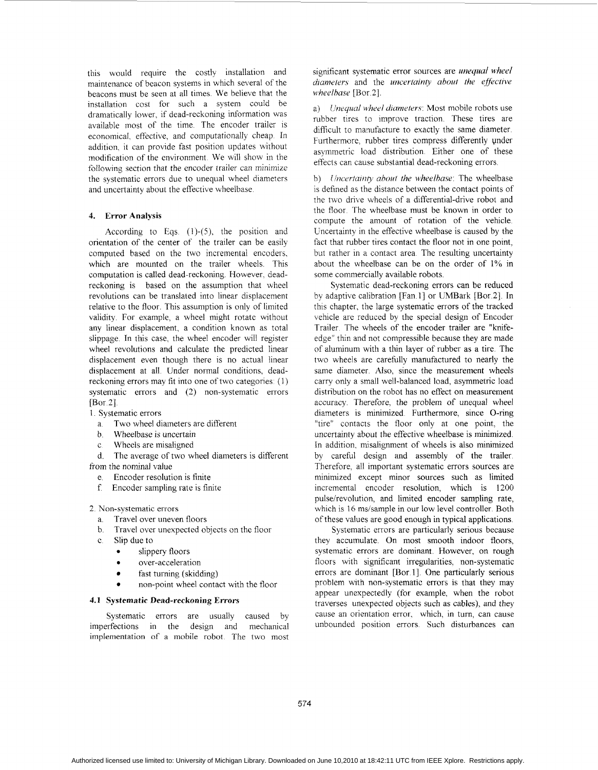this would require the costly installation and maintenance of beacon systems in which several of the beacons must be seen at all times. We believe that the installation cost for such a system could be dramatically lower, if dead-reckoning information was available most of the time. The encoder trailer is economical, effective, and computationally cheap. In addition, it can provide fast position updates without modification of the environment. We will show in the following section that the encoder trailer can minimize the systematic errors due to unequal wheel diameters and uncertainty about the effective wheelbase.

## 4. Error Analysis

According to Eqs. (1)-(5), the position and orientation of the center of the trailer can be easily computed based on the two incremental encoders, which are mounted on the trailer wheels. This computation is called dead-reckoning. However, dead-reckoning is based on the assumption that wheel revolutions can be translated into linear displacement relative to the floor. This assumption is only of limited validity. For example, a wheel might rotate without any linear displacement, a condition known as total slippage. In this case, the wheel encoder will register wheel revolutions and calculate the predicted linear displacement even though there is no actual linear displacement at all. Under normal conditions, dead-reckoning errors may fit into one of two categories: (1) systematic errors and (2) non-systematic errors [Bor.2].

1. Systematic errors
   a. Two wheel diameters are different
   b. Wheelbase is uncertain
   c. Wheels are misaligned
   d. The average of two wheel diameters is different from the nominal value
   e. Encoder resolution is finite
   f. Encoder sampling rate is finite

2. Non-systematic errors
   a. Travel over uneven floors
   b. Travel over unexpected objects on the floor
   c. Slip due to
      - slippery floors
      - over-acceleration
      - fast turning (skidding)
      - non-point wheel contact with the floor

### 4.1 Systematic Dead-reckoning Errors

Systematic errors are usually caused by imperfections in the design and mechanical implementation of a mobile robot. The two most significant systematic error sources are *unequal wheel diameters* and the *uncertainty about the effective wheelbase* [Bor.2].

a) *Unequal wheel diameters*: Most mobile robots use rubber tires to improve traction. These tires are difficult to manufacture to exactly the same diameter. Furthermore, rubber tires compress differently under asymmetric load distribution. Either one of these effects can cause substantial dead-reckoning errors.

b) *Uncertainty about the wheelbase*: The wheelbase is defined as the distance between the contact points of the two drive wheels of a differential-drive robot and the floor. The wheelbase must be known in order to compute the amount of rotation of the vehicle. Uncertainty in the effective wheelbase is caused by the fact that rubber tires contact the floor not in one point, but rather in a contact area. The resulting uncertainty about the wheelbase can be on the order of 1% in some commercially available robots.

Systematic dead-reckoning errors can be reduced by adaptive calibration [Fan.1] or UMBark [Bor.2]. In this chapter, the large systematic errors of the tracked vehicle are reduced by the special design of Encoder Trailer. The wheels of the encoder trailer are "knife-edge" thin and not compressible because they are made of aluminum with a thin layer of rubber as a tire. The two wheels are carefully manufactured to nearly the same diameter. Also, since the measurement wheels carry only a small well-balanced load, asymmetric load distribution on the robot has no effect on measurement accuracy. Therefore, the problem of unequal wheel diameters is minimized. Furthermore, since O-ring "tire" contacts the floor only at one point, the uncertainty about the effective wheelbase is minimized. In addition, misalignment of wheels is also minimized by careful design and assembly of the trailer. Therefore, all important systematic errors sources are minimized except minor sources such as limited incremental encoder resolution, which is 1200 pulse/revolution, and limited encoder sampling rate, which is 16 ms/sample in our low level controller. Both of these values are good enough in typical applications.

Systematic errors are particularly serious because they accumulate. On most smooth indoor floors, systematic errors are dominant. However, on rough floors with significant irregularities, non-systematic errors are dominant [Bor.1]. One particularly serious problem with non-systematic errors is that they may appear unexpectedly (for example, when the robot traverses unexpected objects such as cables), and they cause an orientation error, which, in turn, can cause unbounded position errors. Such disturbances can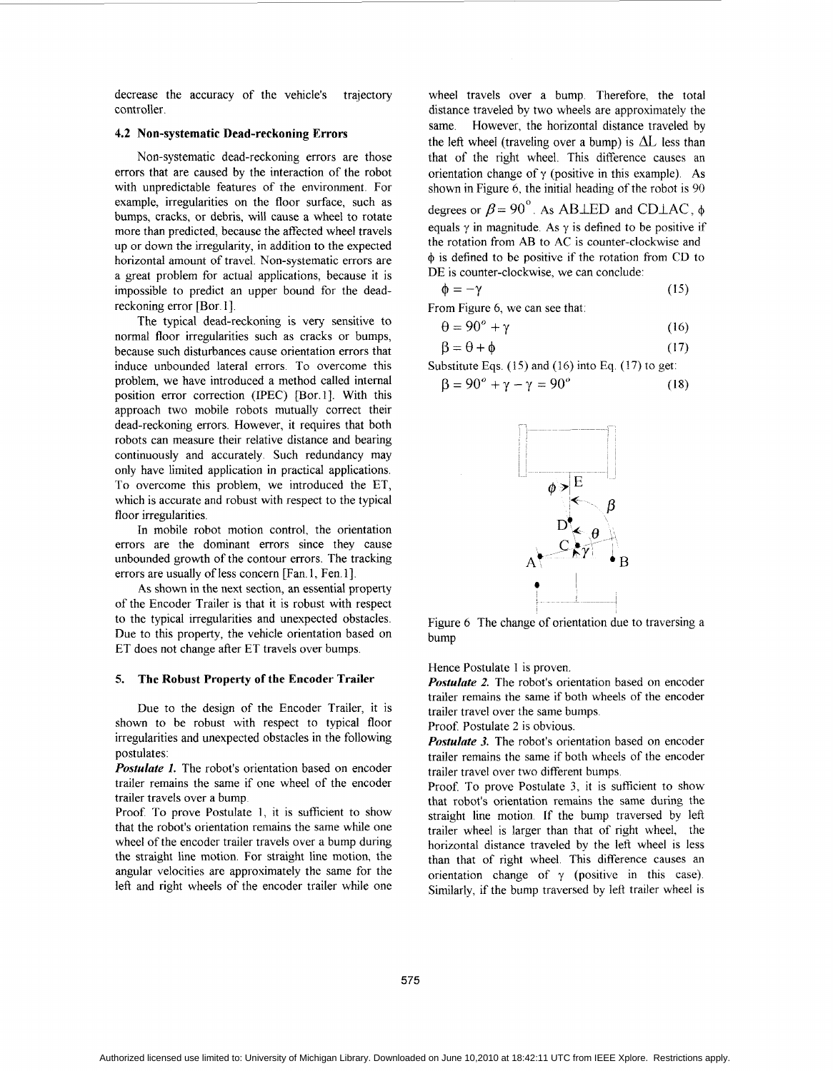decrease the accuracy of the vehicle's trajectory controller.

### 4.2 Non-systematic Dead-reckoning Errors

Non-systematic dead-reckoning errors are those errors that are caused by the interaction of the robot with unpredictable features of the environment. For example, irregularities on the floor surface, such as bumps, cracks, or debris, will cause a wheel to rotate more than predicted, because the affected wheel travels up or down the irregularity, in addition to the expected horizontal amount of travel. Non-systematic errors are a great problem for actual applications, because it is impossible to predict an upper bound for the dead-reckoning error [Bor.1].

The typical dead-reckoning is very sensitive to normal floor irregularities such as cracks or bumps, because such disturbances cause orientation errors that induce unbounded lateral errors. To overcome this problem, we have introduced a method called internal position error correction (IPEC) [Bor.1]. With this approach two mobile robots mutually correct their dead-reckoning errors. However, it requires that both robots can measure their relative distance and bearing continuously and accurately. Such redundancy may only have limited application in practical applications. To overcome this problem, we introduced the ET, which is accurate and robust with respect to the typical floor irregularities.

In mobile robot motion control, the orientation errors are the dominant errors since they cause unbounded growth of the contour errors. The tracking errors are usually of less concern [Fan.1, Fen.1].

As shown in the next section, an essential property of the Encoder Trailer is that it is robust with respect to the typical irregularities and unexpected obstacles. Due to this property, the vehicle orientation based on ET does not change after ET travels over bumps.

## 5. The Robust Property of the Encoder Trailer

Due to the design of the Encoder Trailer, it is shown to be robust with respect to typical floor irregularities and unexpected obstacles in the following postulates:

***Postulate 1.*** The robot's orientation based on encoder trailer remains the same if one wheel of the encoder trailer travels over a bump.

Proof. To prove Postulate 1, it is sufficient to show that the robot's orientation remains the same while one wheel of the encoder trailer travels over a bump during the straight line motion. For straight line motion, the angular velocities are approximately the same for the left and right wheels of the encoder trailer while one wheel travels over a bump. Therefore, the total distance traveled by two wheels are approximately the same. However, the horizontal distance traveled by the left wheel (traveling over a bump) is $\Delta L$ less than that of the right wheel. This difference causes an orientation change of $\gamma$ (positive in this example). As shown in Figure 6, the initial heading of the robot is 90 degrees or $\beta = 90^o$. As $AB \perp ED$ and $CD \perp AC$, $\phi$ equals $\gamma$ in magnitude. As $\gamma$ is defined to be positive if the rotation from AB to AC is counter-clockwise and $\phi$ is defined to be positive if the rotation from CD to DE is counter-clockwise, we can conclude:

$$\phi = -\gamma \tag{15}$$

From Figure 6, we can see that:

$$\theta = 90^o + \gamma \tag{16}$$

$$\beta = \theta + \phi \tag{17}$$

Substitute Eqs. (15) and (16) into Eq. (17) to get:

$$\beta = 90^o + \gamma - \gamma = 90^o \tag{18}$$

Figure 6 The change of orientation due to traversing a bump

Hence Postulate 1 is proven.

***Postulate 2.*** The robot's orientation based on encoder trailer remains the same if both wheels of the encoder trailer travel over the same bumps.

Proof. Postulate 2 is obvious.

***Postulate 3.*** The robot's orientation based on encoder trailer remains the same if both wheels of the encoder trailer travel over two different bumps.

Proof. To prove Postulate 3, it is sufficient to show that robot's orientation remains the same during the straight line motion. If the bump traversed by left trailer wheel is larger than that of right wheel, the horizontal distance traveled by the left wheel is less than that of right wheel. This difference causes an orientation change of $\gamma$ (positive in this case). Similarly, if the bump traversed by left trailer wheel is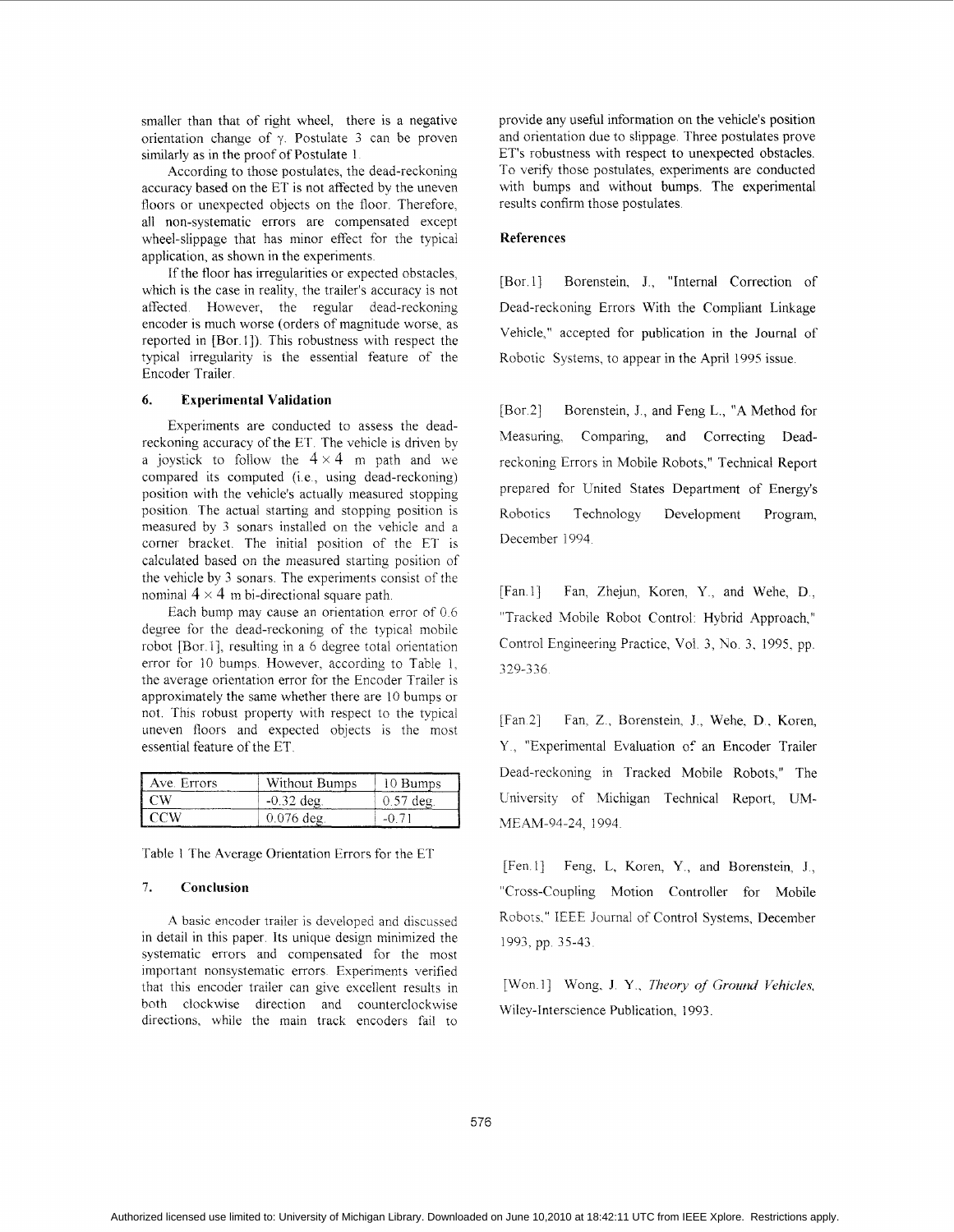smaller than that of right wheel, there is a negative orientation change of $\gamma$. Postulate 3 can be proven similarly as in the proof of Postulate 1.

According to those postulates, the dead-reckoning accuracy based on the ET is not affected by the uneven floors or unexpected objects on the floor. Therefore, all non-systematic errors are compensated except wheel-slippage that has minor effect for the typical application, as shown in the experiments.

If the floor has irregularities or expected obstacles, which is the case in reality, the trailer's accuracy is not affected. However, the regular dead-reckoning encoder is much worse (orders of magnitude worse, as reported in [Bor.1]). This robustness with respect the typical irregularity is the essential feature of the Encoder Trailer.

## 6. Experimental Validation

Experiments are conducted to assess the dead-reckoning accuracy of the ET. The vehicle is driven by a joystick to follow the $4 \times 4$ m path and we compared its computed (i.e., using dead-reckoning) position with the vehicle's actually measured stopping position. The actual starting and stopping position is measured by 3 sonars installed on the vehicle and a corner bracket. The initial position of the ET is calculated based on the measured starting position of the vehicle by 3 sonars. The experiments consist of the nominal $4 \times 4$ m bi-directional square path.

Each bump may cause an orientation error of 0.6 degree for the dead-reckoning of the typical mobile robot [Bor.1], resulting in a 6 degree total orientation error for 10 bumps. However, according to Table 1, the average orientation error for the Encoder Trailer is approximately the same whether there are 10 bumps or not. This robust property with respect to the typical uneven floors and expected objects is the most essential feature of the ET.

| Ave. Errors | Without Bumps | 10 Bumps |
|---|---|---|
| CW | -0.32 deg. | 0.57 deg. |
| CCW | 0.076 deg. | -0.71 |

Table 1 The Average Orientation Errors for the ET

## 7. Conclusion

A basic encoder trailer is developed and discussed in detail in this paper. Its unique design minimized the systematic errors and compensated for the most important nonsystematic errors. Experiments verified that this encoder trailer can give excellent results in both clockwise direction and counterclockwise directions, while the main track encoders fail to provide any useful information on the vehicle's position and orientation due to slippage. Three postulates prove ET's robustness with respect to unexpected obstacles. To verify those postulates, experiments are conducted with bumps and without bumps. The experimental results confirm those postulates.

## References

[Bor.1] Borenstein, J., "Internal Correction of Dead-reckoning Errors With the Compliant Linkage Vehicle," accepted for publication in the Journal of Robotic Systems, to appear in the April 1995 issue.

[Bor.2] Borenstein, J., and Feng L., "A Method for Measuring, Comparing, and Correcting Dead-reckoning Errors in Mobile Robots," Technical Report prepared for United States Department of Energy's Robotics Technology Development Program, December 1994.

[Fan.1] Fan, Zhejun, Koren, Y., and Wehe, D., "Tracked Mobile Robot Control: Hybrid Approach," Control Engineering Practice, Vol. 3, No. 3, 1995, pp. 329-336.

[Fan.2] Fan, Z., Borenstein, J., Wehe, D., Koren, Y., "Experimental Evaluation of an Encoder Trailer Dead-reckoning in Tracked Mobile Robots," The University of Michigan Technical Report, UM-MEAM-94-24, 1994.

[Fen.1] Feng, L, Koren, Y., and Borenstein, J., "Cross-Coupling Motion Controller for Mobile Robots," IEEE Journal of Control Systems, December 1993, pp. 35-43.

[Won.1] Wong, J. Y., *Theory of Ground Vehicles*, Wiley-Interscience Publication, 1993.